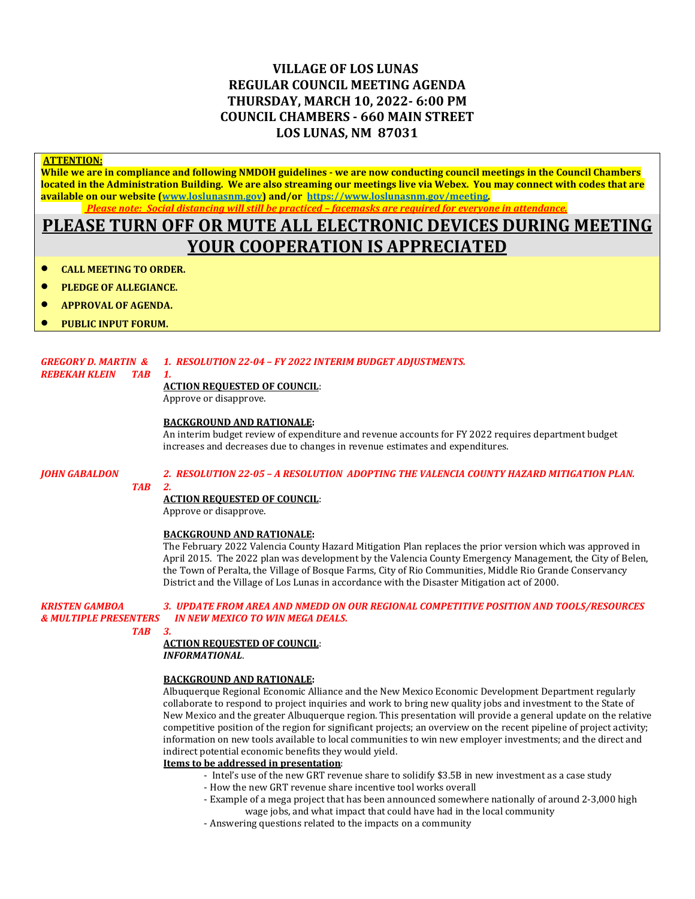# VILLAGE OF LOS LUNAS
# REGULAR COUNCIL MEETING AGENDA
# THURSDAY, MARCH 10, 2022- 6:00 PM
# COUNCIL CHAMBERS - 660 MAIN STREET
# LOS LUNAS, NM 87031

**ATTENTION:**

**While we are in compliance and following NMDOH guidelines - we are now conducting council meetings in the Council Chambers located in the Administration Building. We are also streaming our meetings live via Webex. You may connect with codes that are available on our website (www.loslunasnm.gov) and/or https://www.loslunasnm.gov/meeting.**

***Please note: Social distancing will still be practiced – facemasks are required for everyone in attendance.***

## PLEASE TURN OFF OR MUTE ALL ELECTRONIC DEVICES DURING MEETING YOUR COOPERATION IS APPRECIATED

- **CALL MEETING TO ORDER.**
- **PLEDGE OF ALLEGIANCE.**
- **APPROVAL OF AGENDA.**
- **PUBLIC INPUT FORUM.**

*GREGORY D. MARTIN & REBEKAH KLEIN TAB 1.*

*1. RESOLUTION 22-04 – FY 2022 INTERIM BUDGET ADJUSTMENTS.*

**ACTION REQUESTED OF COUNCIL**:
Approve or disapprove.

**BACKGROUND AND RATIONALE:**
An interim budget review of expenditure and revenue accounts for FY 2022 requires department budget increases and decreases due to changes in revenue estimates and expenditures.

*JOHN GABALDON TAB 2.*

*2. RESOLUTION 22-05 – A RESOLUTION ADOPTING THE VALENCIA COUNTY HAZARD MITIGATION PLAN.*

**ACTION REQUESTED OF COUNCIL**:
Approve or disapprove.

**BACKGROUND AND RATIONALE:**
The February 2022 Valencia County Hazard Mitigation Plan replaces the prior version which was approved in April 2015. The 2022 plan was development by the Valencia County Emergency Management, the City of Belen, the Town of Peralta, the Village of Bosque Farms, City of Rio Communities, Middle Rio Grande Conservancy District and the Village of Los Lunas in accordance with the Disaster Mitigation act of 2000.

*KRISTEN GAMBOA & MULTIPLE PRESENTERS TAB 3.*

*3. UPDATE FROM AREA AND NMEDD ON OUR REGIONAL COMPETITIVE POSITION AND TOOLS/RESOURCES IN NEW MEXICO TO WIN MEGA DEALS.*

**ACTION REQUESTED OF COUNCIL**:
***INFORMATIONAL***.

**BACKGROUND AND RATIONALE:**
Albuquerque Regional Economic Alliance and the New Mexico Economic Development Department regularly collaborate to respond to project inquiries and work to bring new quality jobs and investment to the State of New Mexico and the greater Albuquerque region. This presentation will provide a general update on the relative competitive position of the region for significant projects; an overview on the recent pipeline of project activity; information on new tools available to local communities to win new employer investments; and the direct and indirect potential economic benefits they would yield.

**Items to be addressed in presentation**:

- Intel's use of the new GRT revenue share to solidify $3.5B in new investment as a case study
- How the new GRT revenue share incentive tool works overall
- Example of a mega project that has been announced somewhere nationally of around 2-3,000 high wage jobs, and what impact that could have had in the local community
- Answering questions related to the impacts on a community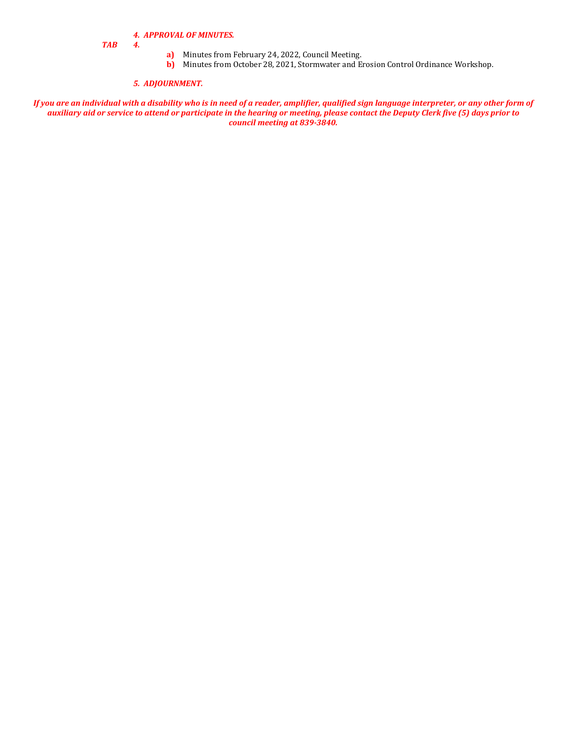***4. APPROVAL OF MINUTES.***

***TAB 4.***

**a)** Minutes from February 24, 2022, Council Meeting.
**b)** Minutes from October 28, 2021, Stormwater and Erosion Control Ordinance Workshop.

***5. ADJOURNMENT.***

***If you are an individual with a disability who is in need of a reader, amplifier, qualified sign language interpreter, or any other form of auxiliary aid or service to attend or participate in the hearing or meeting, please contact the Deputy Clerk five (5) days prior to council meeting at 839-3840.***